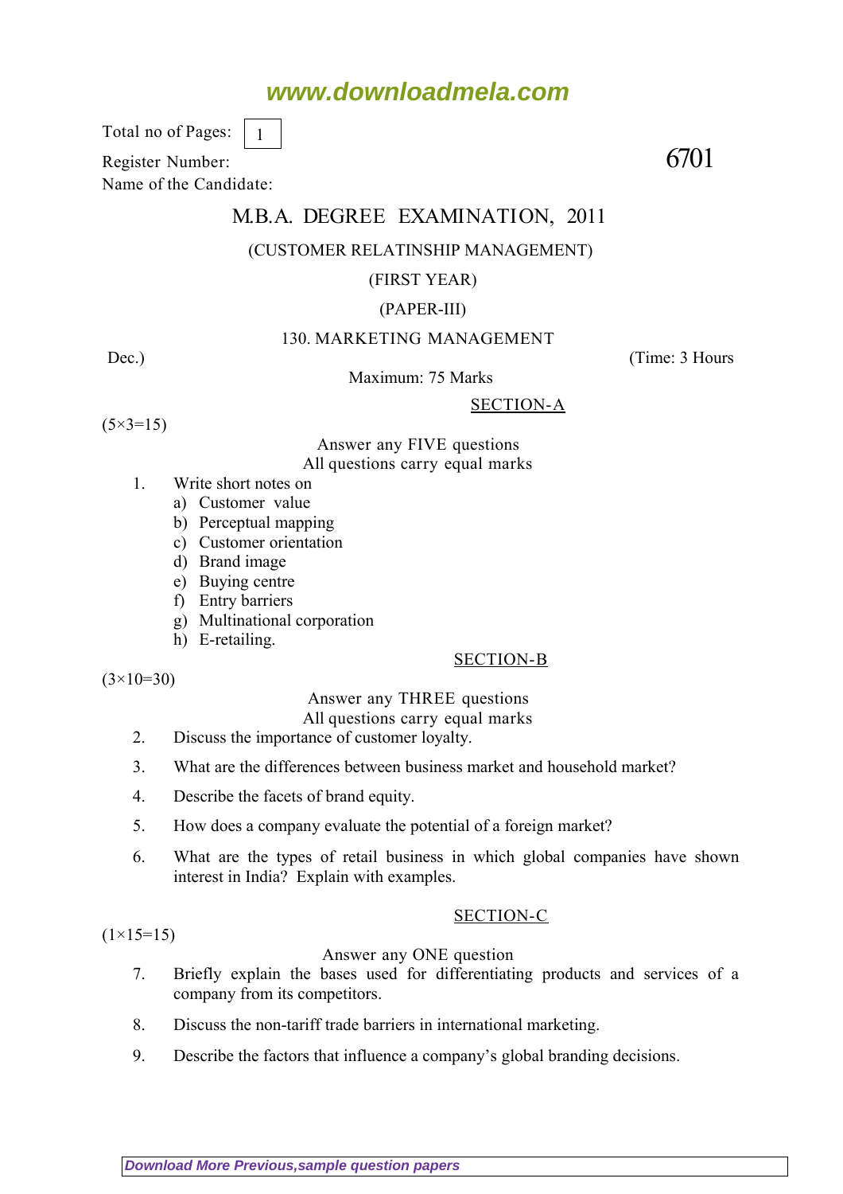www.downloadmela.com

Total no of Pages: 1

Register Number:

Name of the Candidate:

6701

# M.B.A. DEGREE EXAMINATION, 2011

(CUSTOMER RELATINSHIP MANAGEMENT)

(FIRST YEAR)

(PAPER-III)

130. MARKETING MANAGEMENT

Dec.) (Time: 3 Hours

Maximum: 75 Marks

## SECTION-A

(5×3=15)

Answer any FIVE questions
All questions carry equal marks

1. Write short notes on
   a) Customer value
   b) Perceptual mapping
   c) Customer orientation
   d) Brand image
   e) Buying centre
   f) Entry barriers
   g) Multinational corporation
   h) E-retailing.

## SECTION-B

(3×10=30)

Answer any THREE questions
All questions carry equal marks

2. Discuss the importance of customer loyalty.
3. What are the differences between business market and household market?
4. Describe the facets of brand equity.
5. How does a company evaluate the potential of a foreign market?
6. What are the types of retail business in which global companies have shown interest in India? Explain with examples.

## SECTION-C

(1×15=15)

Answer any ONE question

7. Briefly explain the bases used for differentiating products and services of a company from its competitors.
8. Discuss the non-tariff trade barriers in international marketing.
9. Describe the factors that influence a company's global branding decisions.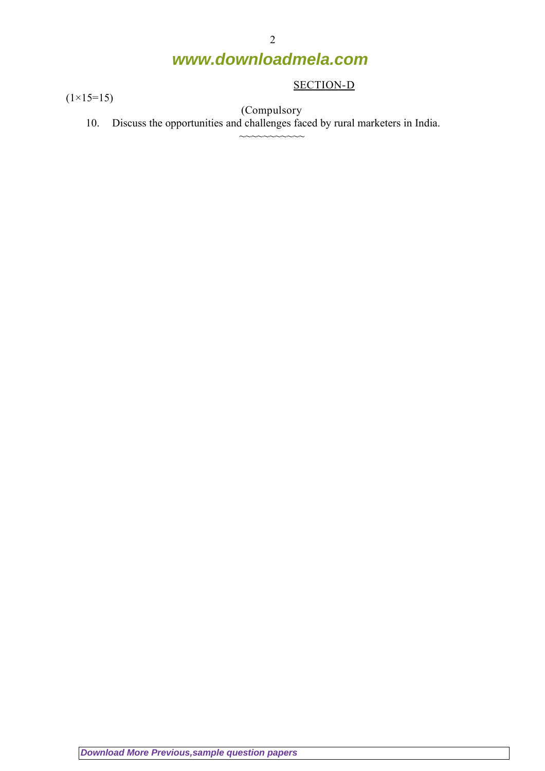## SECTION-D

(1×15=15)

(Compulsory

10. Discuss the opportunities and challenges faced by rural marketers in India.

~~~~~~~~~~~